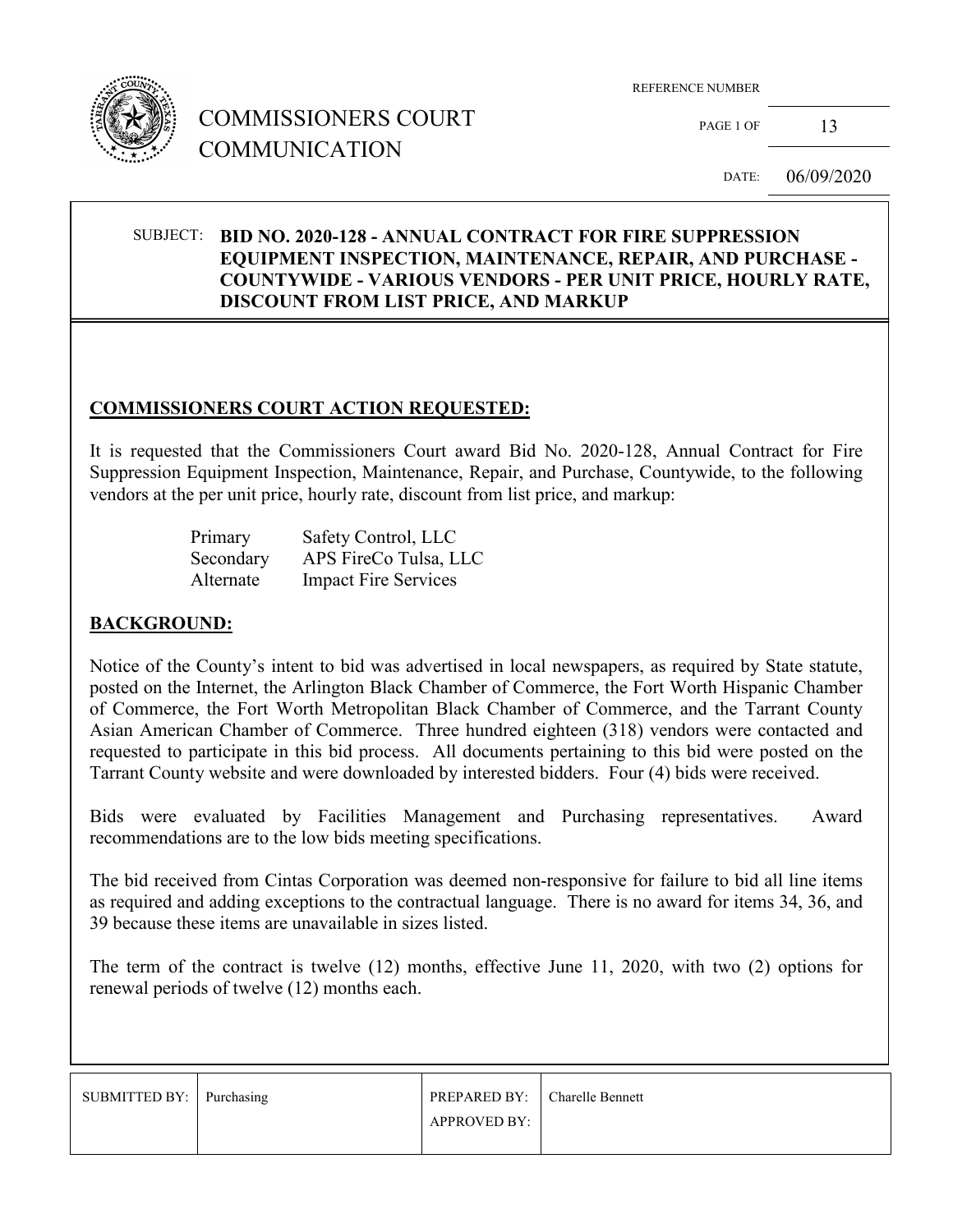# COMMISSIONERS COURT COMMUNICATION

REFERENCE NUMBER

PAGE 1 OF 13

DATE: 06/09/2020

SUBJECT: **BID NO. 2020-128 - ANNUAL CONTRACT FOR FIRE SUPPRESSION EQUIPMENT INSPECTION, MAINTENANCE, REPAIR, AND PURCHASE - COUNTYWIDE - VARIOUS VENDORS - PER UNIT PRICE, HOURLY RATE, DISCOUNT FROM LIST PRICE, AND MARKUP**

## COMMISSIONERS COURT ACTION REQUESTED:

It is requested that the Commissioners Court award Bid No. 2020-128, Annual Contract for Fire Suppression Equipment Inspection, Maintenance, Repair, and Purchase, Countywide, to the following vendors at the per unit price, hourly rate, discount from list price, and markup:

| | |
|---|---|
| Primary | Safety Control, LLC |
| Secondary | APS FireCo Tulsa, LLC |
| Alternate | Impact Fire Services |

## BACKGROUND:

Notice of the County's intent to bid was advertised in local newspapers, as required by State statute, posted on the Internet, the Arlington Black Chamber of Commerce, the Fort Worth Hispanic Chamber of Commerce, the Fort Worth Metropolitan Black Chamber of Commerce, and the Tarrant County Asian American Chamber of Commerce. Three hundred eighteen (318) vendors were contacted and requested to participate in this bid process. All documents pertaining to this bid were posted on the Tarrant County website and were downloaded by interested bidders. Four (4) bids were received.

Bids were evaluated by Facilities Management and Purchasing representatives. Award recommendations are to the low bids meeting specifications.

The bid received from Cintas Corporation was deemed non-responsive for failure to bid all line items as required and adding exceptions to the contractual language. There is no award for items 34, 36, and 39 because these items are unavailable in sizes listed.

The term of the contract is twelve (12) months, effective June 11, 2020, with two (2) options for renewal periods of twelve (12) months each.

| SUBMITTED BY: | Purchasing | PREPARED BY: | Charelle Bennett |
|---|---|---|---|
| | | APPROVED BY: | |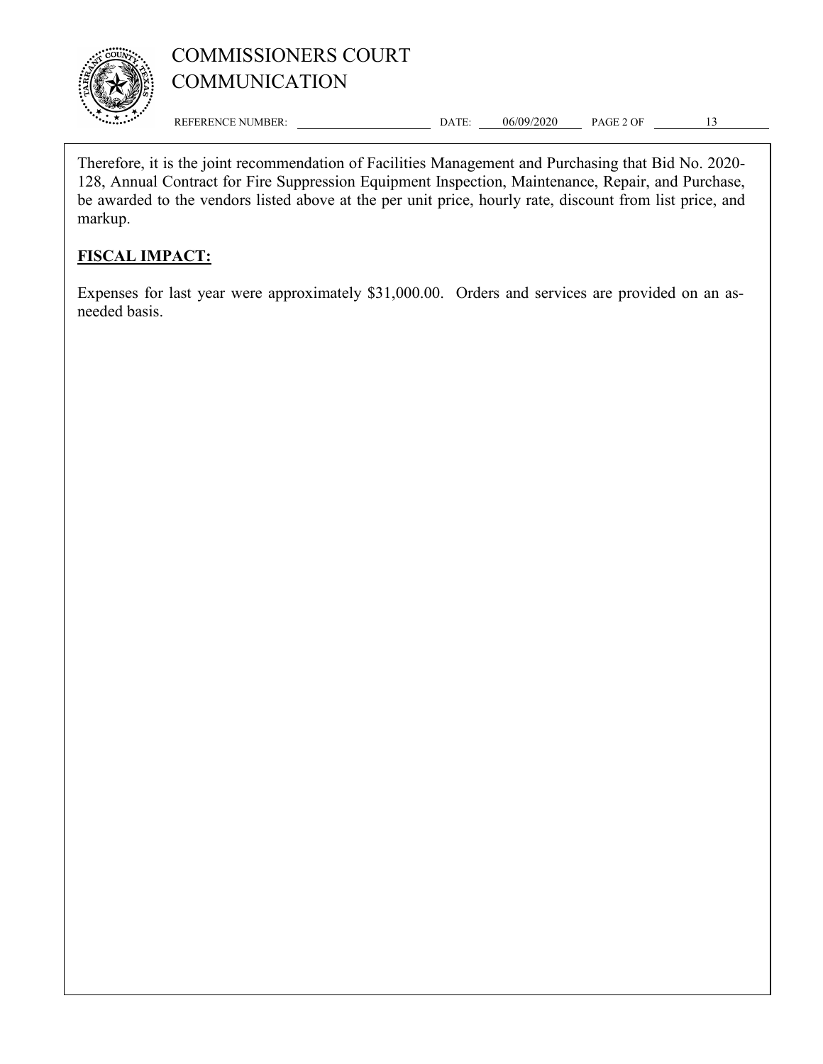Therefore, it is the joint recommendation of Facilities Management and Purchasing that Bid No. 2020-128, Annual Contract for Fire Suppression Equipment Inspection, Maintenance, Repair, and Purchase, be awarded to the vendors listed above at the per unit price, hourly rate, discount from list price, and markup.

**FISCAL IMPACT:**

Expenses for last year were approximately $31,000.00. Orders and services are provided on an as-needed basis.